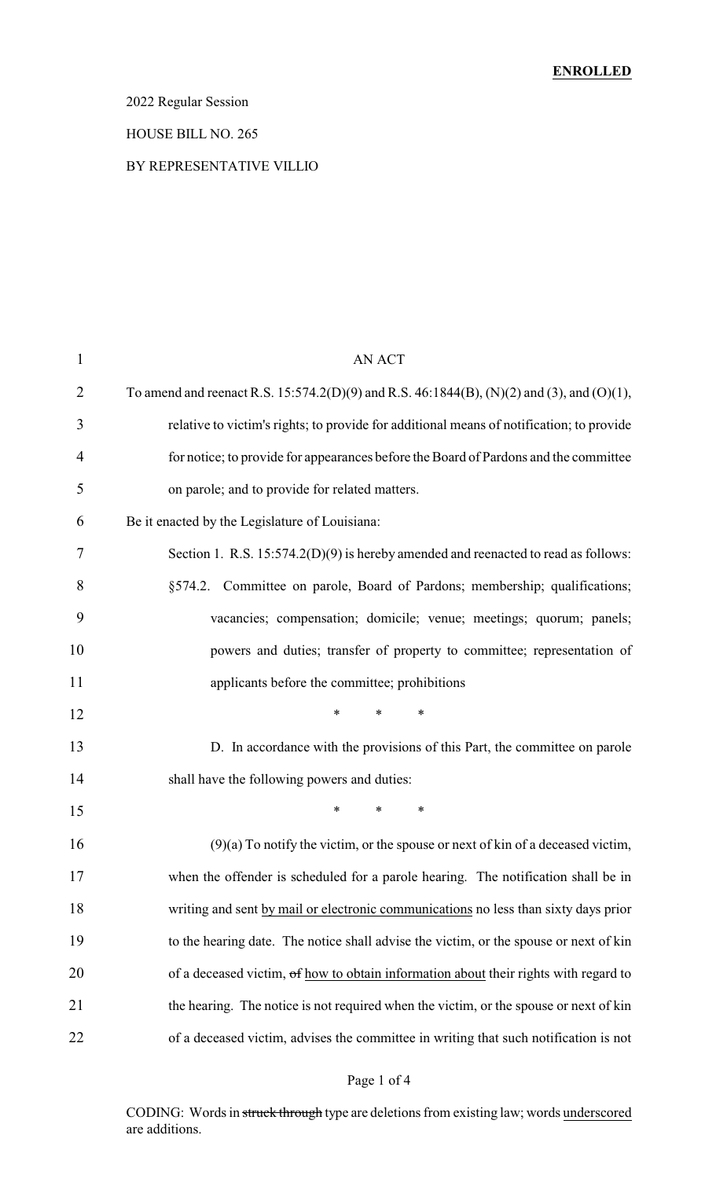**ENROLLED**

2022 Regular Session

HOUSE BILL NO. 265

BY REPRESENTATIVE VILLIO

AN ACT

To amend and reenact R.S. 15:574.2(D)(9) and R.S. 46:1844(B), (N)(2) and (3), and (O)(1), relative to victim's rights; to provide for additional means of notification; to provide for notice; to provide for appearances before the Board of Pardons and the committee on parole; and to provide for related matters.

Be it enacted by the Legislature of Louisiana:

Section 1. R.S. 15:574.2(D)(9) is hereby amended and reenacted to read as follows:

§574.2. Committee on parole, Board of Pardons; membership; qualifications; vacancies; compensation; domicile; venue; meetings; quorum; panels; powers and duties; transfer of property to committee; representation of applicants before the committee; prohibitions

\* \* \*

D. In accordance with the provisions of this Part, the committee on parole shall have the following powers and duties:

\* \* \*

(9)(a) To notify the victim, or the spouse or next of kin of a deceased victim, when the offender is scheduled for a parole hearing. The notification shall be in writing and sent <u>by mail or electronic communications</u> no less than sixty days prior to the hearing date. The notice shall advise the victim, or the spouse or next of kin of a deceased victim, ~~of~~ <u>how to obtain information about</u> their rights with regard to the hearing. The notice is not required when the victim, or the spouse or next of kin of a deceased victim, advises the committee in writing that such notification is not

CODING: Words in ~~struck through~~ type are deletions from existing law; words <u>underscored</u> are additions.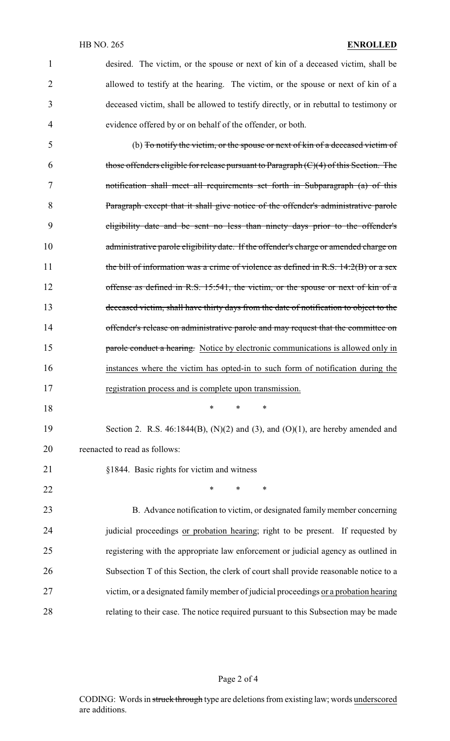desired. The victim, or the spouse or next of kin of a deceased victim, shall be allowed to testify at the hearing. The victim, or the spouse or next of kin of a deceased victim, shall be allowed to testify directly, or in rebuttal to testimony or evidence offered by or on behalf of the offender, or both.

(b) ~~To notify the victim, or the spouse or next of kin of a deceased victim of those offenders eligible for release pursuant to Paragraph (C)(4) of this Section. The notification shall meet all requirements set forth in Subparagraph (a) of this Paragraph except that it shall give notice of the offender's administrative parole eligibility date and be sent no less than ninety days prior to the offender's administrative parole eligibility date. If the offender's charge or amended charge on the bill of information was a crime of violence as defined in R.S. 14:2(B) or a sex offense as defined in R.S. 15:541, the victim, or the spouse or next of kin of a deceased victim, shall have thirty days from the date of notification to object to the offender's release on administrative parole and may request that the committee on parole conduct a hearing.~~ <u>Notice by electronic communications is allowed only in instances where the victim has opted-in to such form of notification during the registration process and is complete upon transmission.</u>

\* \* \*

Section 2. R.S. 46:1844(B), (N)(2) and (3), and (O)(1), are hereby amended and reenacted to read as follows:

§1844. Basic rights for victim and witness

\* \* \*

B. Advance notification to victim, or designated family member concerning judicial proceedings <u>or probation hearing</u>; right to be present. If requested by registering with the appropriate law enforcement or judicial agency as outlined in Subsection T of this Section, the clerk of court shall provide reasonable notice to a victim, or a designated family member of judicial proceedings <u>or a probation hearing</u> relating to their case. The notice required pursuant to this Subsection may be made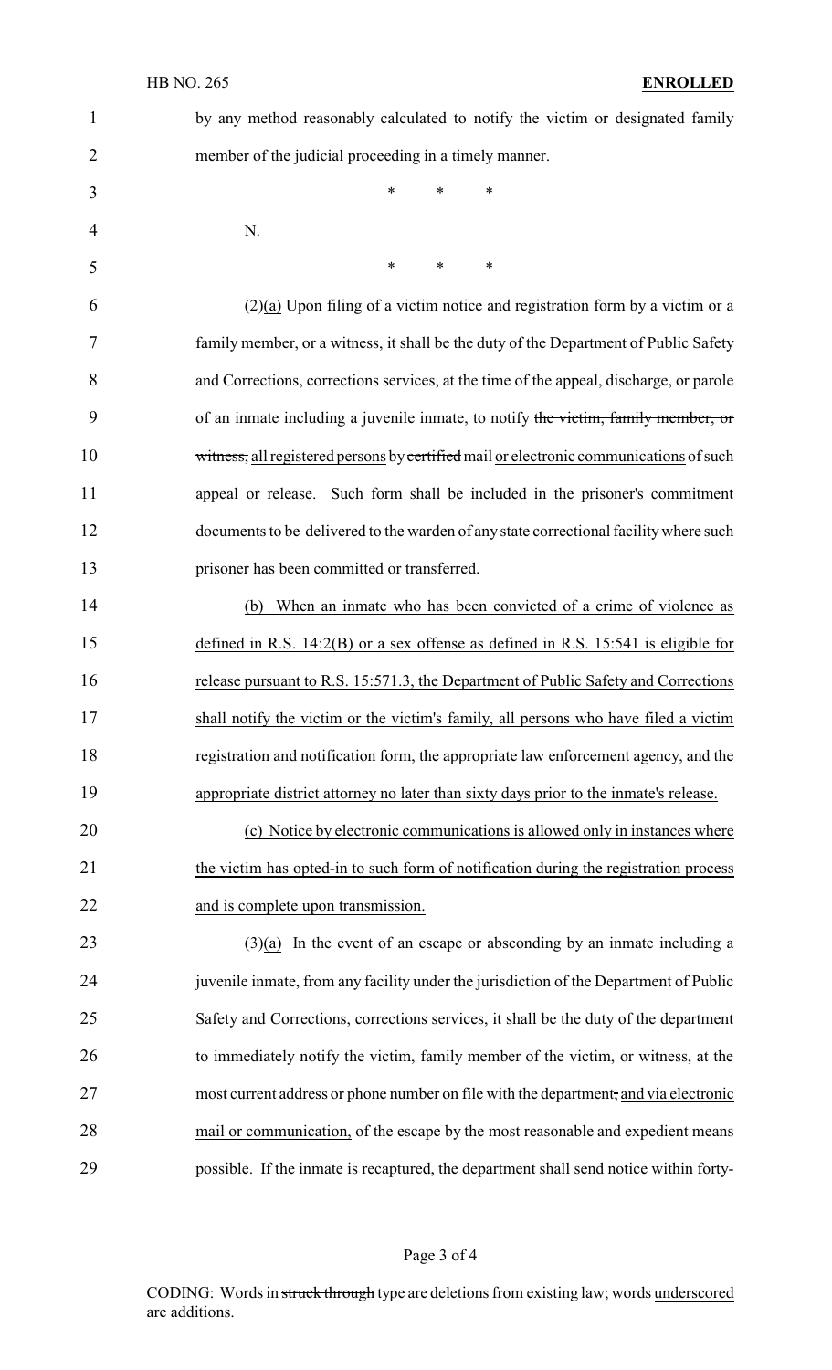by any method reasonably calculated to notify the victim or designated family member of the judicial proceeding in a timely manner.

\* \* \*

N.

\* \* \*

(2)(a) Upon filing of a victim notice and registration form by a victim or a family member, or a witness, it shall be the duty of the Department of Public Safety and Corrections, corrections services, at the time of the appeal, discharge, or parole of an inmate including a juvenile inmate, to notify ~~the victim, family member, or witness,~~ all registered persons by ~~certified~~ mail or electronic communications of such appeal or release. Such form shall be included in the prisoner's commitment documents to be delivered to the warden of any state correctional facility where such prisoner has been committed or transferred.

(b) When an inmate who has been convicted of a crime of violence as defined in R.S. 14:2(B) or a sex offense as defined in R.S. 15:541 is eligible for release pursuant to R.S. 15:571.3, the Department of Public Safety and Corrections shall notify the victim or the victim's family, all persons who have filed a victim registration and notification form, the appropriate law enforcement agency, and the appropriate district attorney no later than sixty days prior to the inmate's release.

(c) Notice by electronic communications is allowed only in instances where the victim has opted-in to such form of notification during the registration process and is complete upon transmission.

(3)(a) In the event of an escape or absconding by an inmate including a juvenile inmate, from any facility under the jurisdiction of the Department of Public Safety and Corrections, corrections services, it shall be the duty of the department to immediately notify the victim, family member of the victim, or witness, at the most current address or phone number on file with the department~~,~~ and via electronic mail or communication, of the escape by the most reasonable and expedient means possible. If the inmate is recaptured, the department shall send notice within forty-

CODING: Words in ~~struck through~~ type are deletions from existing law; words underscored are additions.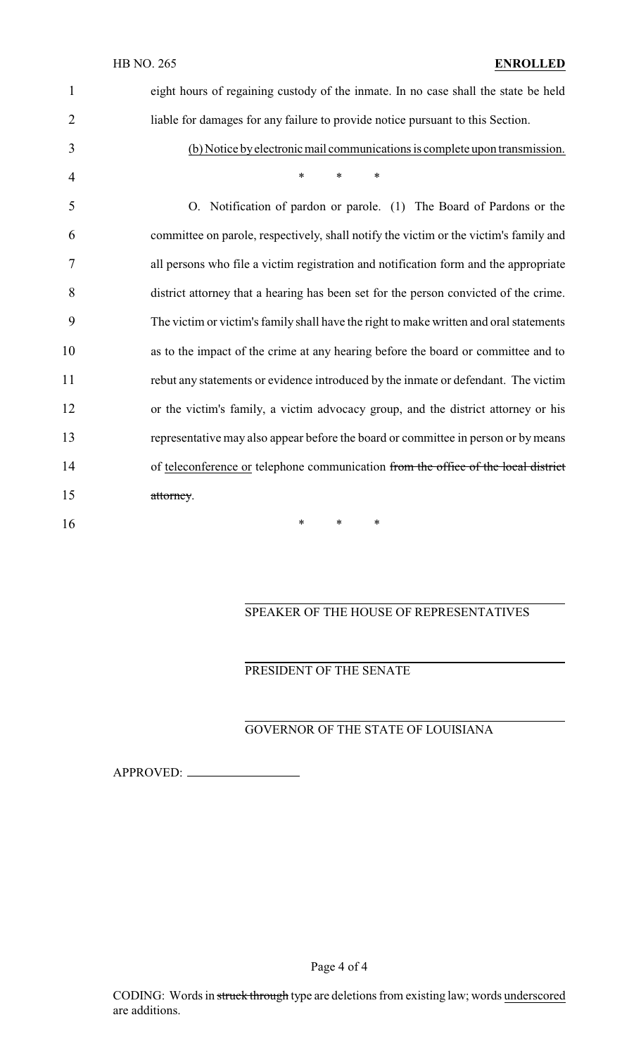eight hours of regaining custody of the inmate. In no case shall the state be held liable for damages for any failure to provide notice pursuant to this Section.

<u>(b) Notice by electronic mail communications is complete upon transmission.</u>

\* \* \*

O. Notification of pardon or parole. (1) The Board of Pardons or the committee on parole, respectively, shall notify the victim or the victim's family and all persons who file a victim registration and notification form and the appropriate district attorney that a hearing has been set for the person convicted of the crime. The victim or victim's family shall have the right to make written and oral statements as to the impact of the crime at any hearing before the board or committee and to rebut any statements or evidence introduced by the inmate or defendant. The victim or the victim's family, a victim advocacy group, and the district attorney or his representative may also appear before the board or committee in person or by means of <u>teleconference or</u> telephone communication ~~from the office of the local district attorney~~.

\* \* \*

SPEAKER OF THE HOUSE OF REPRESENTATIVES

PRESIDENT OF THE SENATE

GOVERNOR OF THE STATE OF LOUISIANA

APPROVED: ___________________

CODING: Words in ~~struck through~~ type are deletions from existing law; words <u>underscored</u> are additions.